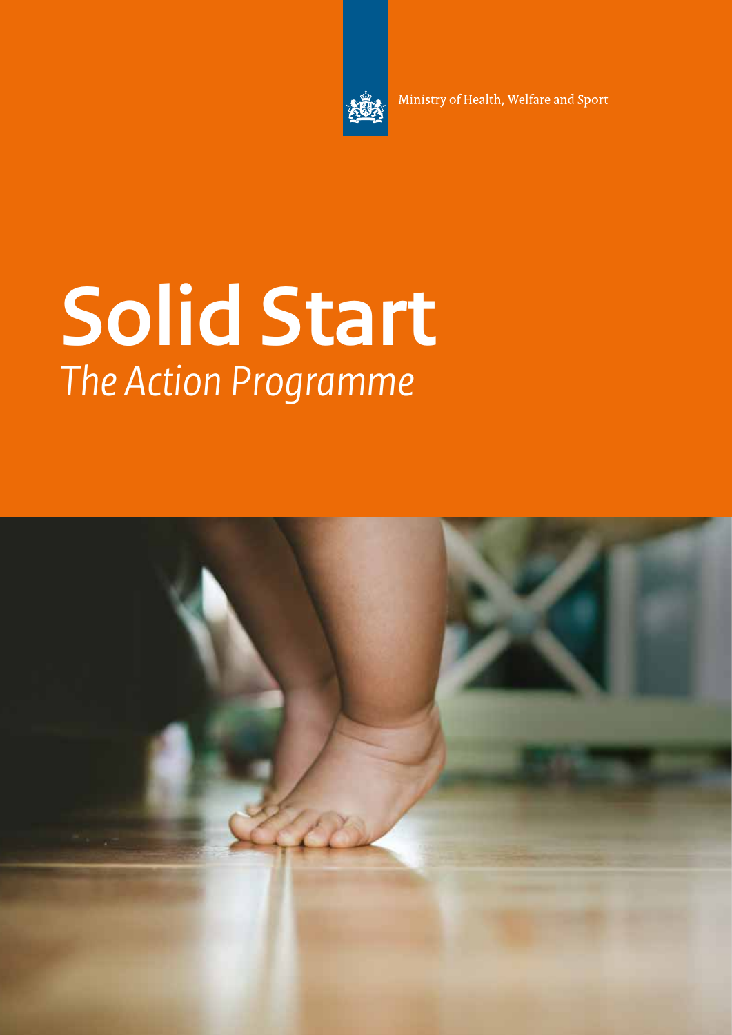Ministry of Health, Welfare and Sport

# Solid Start

*The Action Programme*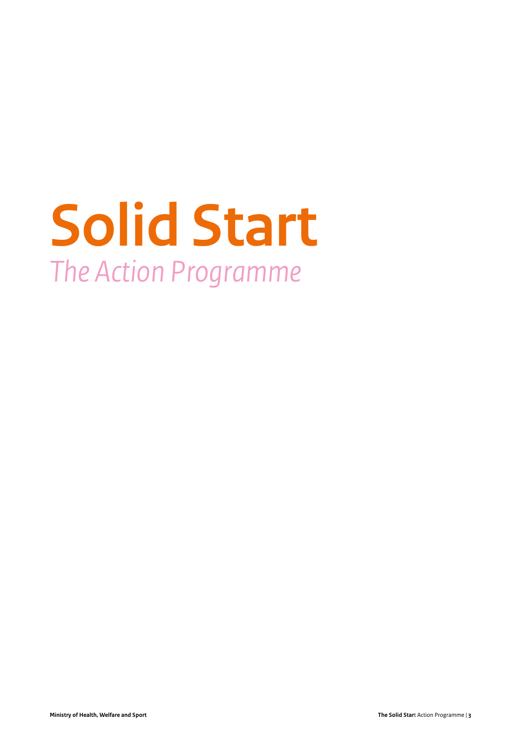# Solid Start

*The Action Programme*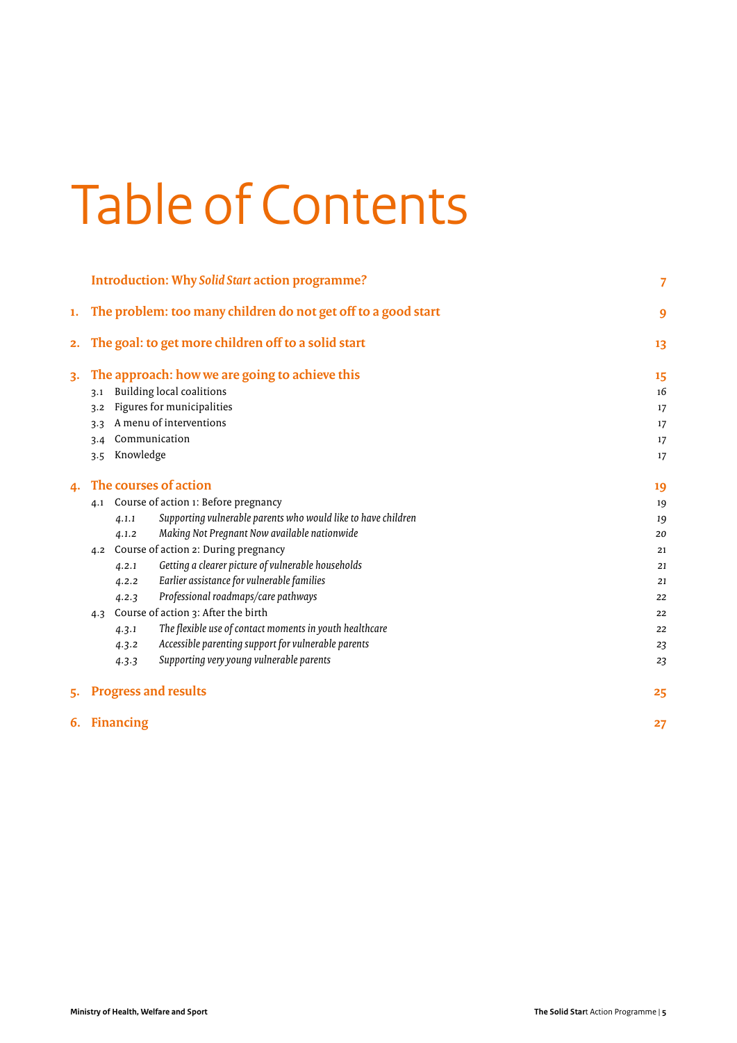# Table of Contents

| | | |
|---|---|---|
| | **Introduction: Why *Solid Start* action programme?** | **7** |
| **1.** | **The problem: too many children do not get off to a good start** | **9** |
| **2.** | **The goal: to get more children off to a solid start** | **13** |
| **3.** | **The approach: how we are going to achieve this** | **15** |
| | 3.1 Building local coalitions | 16 |
| | 3.2 Figures for municipalities | 17 |
| | 3.3 A menu of interventions | 17 |
| | 3.4 Communication | 17 |
| | 3.5 Knowledge | 17 |
| **4.** | **The courses of action** | **19** |
| | 4.1 Course of action 1: Before pregnancy | 19 |
| | *4.1.1 Supporting vulnerable parents who would like to have children* | *19* |
| | *4.1.2 Making Not Pregnant Now available nationwide* | *20* |
| | 4.2 Course of action 2: During pregnancy | 21 |
| | *4.2.1 Getting a clearer picture of vulnerable households* | *21* |
| | *4.2.2 Earlier assistance for vulnerable families* | *21* |
| | *4.2.3 Professional roadmaps/care pathways* | *22* |
| | 4.3 Course of action 3: After the birth | 22 |
| | *4.3.1 The flexible use of contact moments in youth healthcare* | *22* |
| | *4.3.2 Accessible parenting support for vulnerable parents* | *23* |
| | *4.3.3 Supporting very young vulnerable parents* | *23* |
| **5.** | **Progress and results** | **25** |
| **6.** | **Financing** | **27** |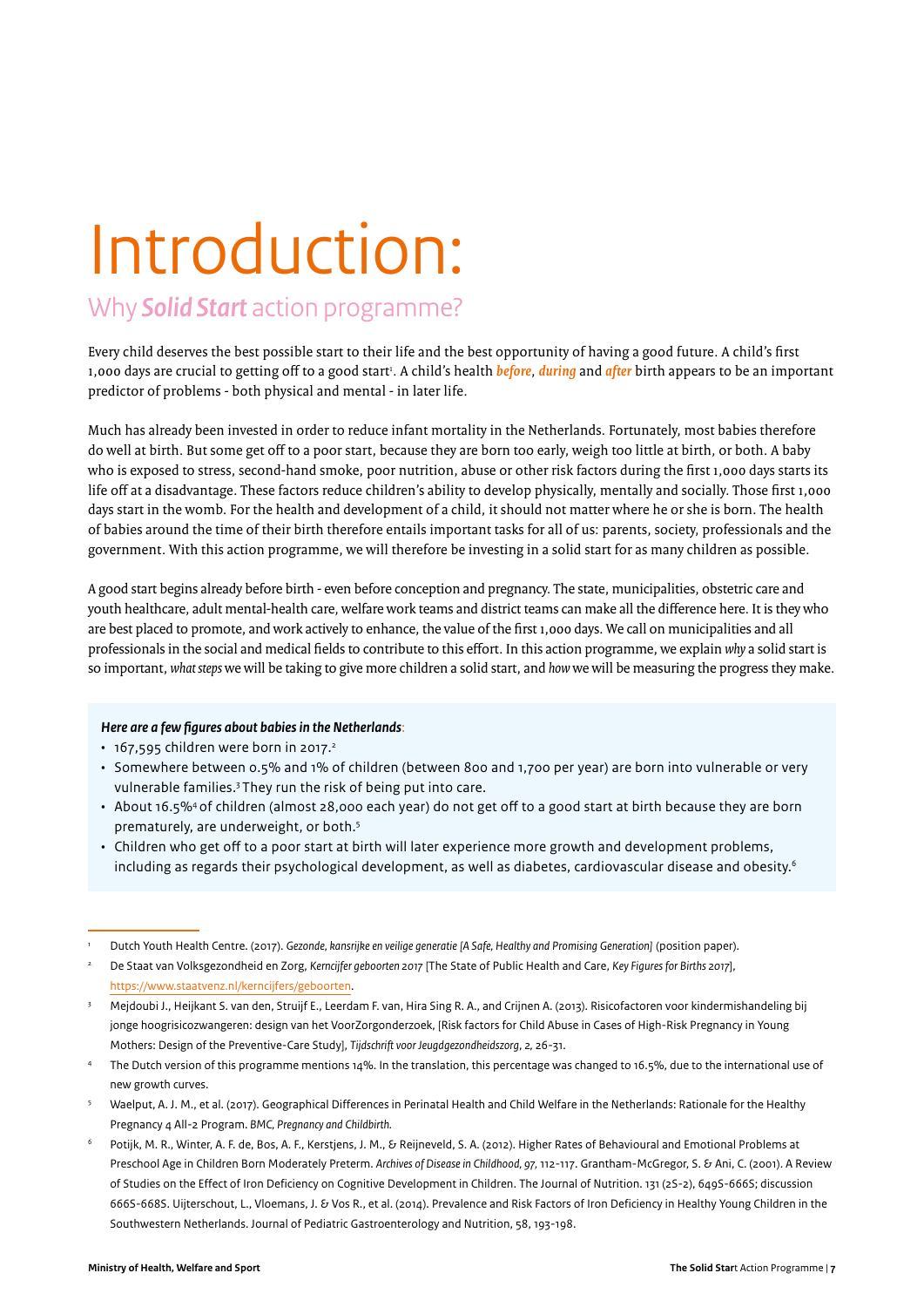# Introduction:

## Why ***Solid Start*** action programme?

Every child deserves the best possible start to their life and the best opportunity of having a good future. A child's first 1,000 days are crucial to getting off to a good start[1]. A child's health ***before***, ***during*** and ***after*** birth appears to be an important predictor of problems - both physical and mental - in later life.

Much has already been invested in order to reduce infant mortality in the Netherlands. Fortunately, most babies therefore do well at birth. But some get off to a poor start, because they are born too early, weigh too little at birth, or both. A baby who is exposed to stress, second-hand smoke, poor nutrition, abuse or other risk factors during the first 1,000 days starts its life off at a disadvantage. These factors reduce children's ability to develop physically, mentally and socially. Those first 1,000 days start in the womb. For the health and development of a child, it should not matter where he or she is born. The health of babies around the time of their birth therefore entails important tasks for all of us: parents, society, professionals and the government. With this action programme, we will therefore be investing in a solid start for as many children as possible.

A good start begins already before birth - even before conception and pregnancy. The state, municipalities, obstetric care and youth healthcare, adult mental-health care, welfare work teams and district teams can make all the difference here. It is they who are best placed to promote, and work actively to enhance, the value of the first 1,000 days. We call on municipalities and all professionals in the social and medical fields to contribute to this effort. In this action programme, we explain *why* a solid start is so important, *what steps* we will be taking to give more children a solid start, and *how* we will be measuring the progress they make.

***Here are a few figures about babies in the Netherlands***:

- 167,595 children were born in 2017.[2]
- Somewhere between 0.5% and 1% of children (between 800 and 1,700 per year) are born into vulnerable or very vulnerable families.[3] They run the risk of being put into care.
- About 16.5%[4] of children (almost 28,000 each year) do not get off to a good start at birth because they are born prematurely, are underweight, or both.[5]
- Children who get off to a poor start at birth will later experience more growth and development problems, including as regards their psychological development, as well as diabetes, cardiovascular disease and obesity.[6]

---

[1] Dutch Youth Health Centre. (2017). *Gezonde, kansrijke en veilige generatie [A Safe, Healthy and Promising Generation]* (position paper).

[2] De Staat van Volksgezondheid en Zorg, *Kerncijfer geboorten 2017* [The State of Public Health and Care, *Key Figures for Births 2017*], https://www.staatvenz.nl/kerncijfers/geboorten.

[3] Mejdoubi J., Heijkant S. van den, Struijf E., Leerdam F. van, Hira Sing R. A., and Crijnen A. (2013). Risicofactoren voor kindermishandeling bij jonge hoogrisicozwangeren: design van het VoorZorgonderzoek, [Risk factors for Child Abuse in Cases of High-Risk Pregnancy in Young Mothers: Design of the Preventive-Care Study], *Tijdschrift voor Jeugdgezondheidszorg*, *2*, 26-31.

[4] The Dutch version of this programme mentions 14%. In the translation, this percentage was changed to 16.5%, due to the international use of new growth curves.

[5] Waelput, A. J. M., et al. (2017). Geographical Differences in Perinatal Health and Child Welfare in the Netherlands: Rationale for the Healthy Pregnancy 4 All-2 Program. *BMC, Pregnancy and Childbirth.*

[6] Potijk, M. R., Winter, A. F. de, Bos, A. F., Kerstjens, J. M., & Reijneveld, S. A. (2012). Higher Rates of Behavioural and Emotional Problems at Preschool Age in Children Born Moderately Preterm. *Archives of Disease in Childhood, 97*, 112-117. Grantham-McGregor, S. & Ani, C. (2001). A Review of Studies on the Effect of Iron Deficiency on Cognitive Development in Children. The Journal of Nutrition. 131 (2S-2), 649S-666S; discussion 666S-668S. Uijterschout, L., Vloemans, J. & Vos R., et al. (2014). Prevalence and Risk Factors of Iron Deficiency in Healthy Young Children in the Southwestern Netherlands. Journal of Pediatric Gastroenterology and Nutrition, 58, 193-198.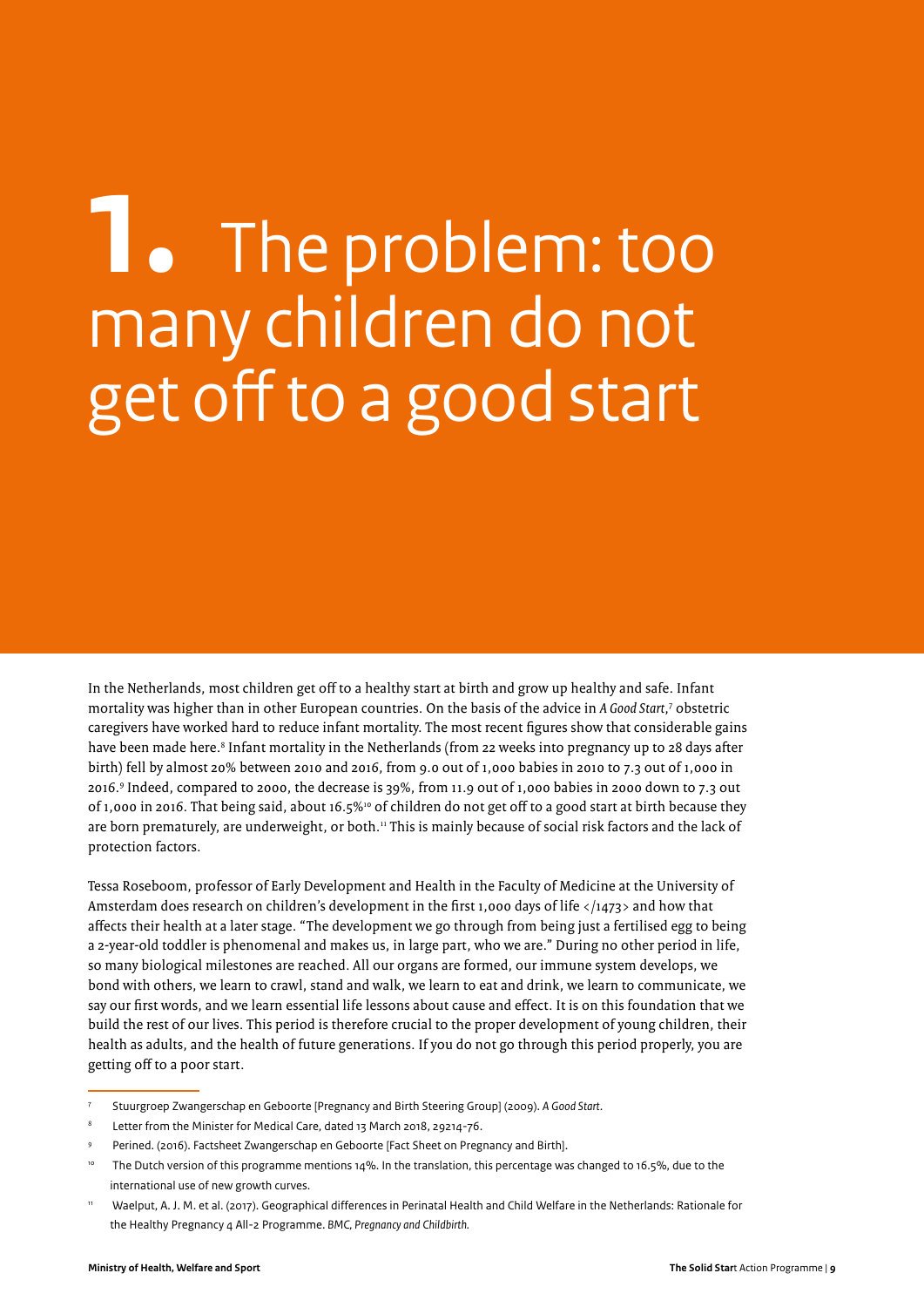// 

# 1. The problem: too many children do not get off to a good start

In the Netherlands, most children get off to a healthy start at birth and grow up healthy and safe. Infant mortality was higher than in other European countries. On the basis of the advice in *A Good Start*,[7] obstetric caregivers have worked hard to reduce infant mortality. The most recent figures show that considerable gains have been made here.[8] Infant mortality in the Netherlands (from 22 weeks into pregnancy up to 28 days after birth) fell by almost 20% between 2010 and 2016, from 9.0 out of 1,000 babies in 2010 to 7.3 out of 1,000 in 2016.[9] Indeed, compared to 2000, the decrease is 39%, from 11.9 out of 1,000 babies in 2000 down to 7.3 out of 1,000 in 2016. That being said, about 16.5%[10] of children do not get off to a good start at birth because they are born prematurely, are underweight, or both.[11] This is mainly because of social risk factors and the lack of protection factors.

Tessa Roseboom, professor of Early Development and Health in the Faculty of Medicine at the University of Amsterdam does research on children's development in the first 1,000 days of life </1473> and how that affects their health at a later stage. "The development we go through from being just a fertilised egg to being a 2-year-old toddler is phenomenal and makes us, in large part, who we are." During no other period in life, so many biological milestones are reached. All our organs are formed, our immune system develops, we bond with others, we learn to crawl, stand and walk, we learn to eat and drink, we learn to communicate, we say our first words, and we learn essential life lessons about cause and effect. It is on this foundation that we build the rest of our lives. This period is therefore crucial to the proper development of young children, their health as adults, and the health of future generations. If you do not go through this period properly, you are getting off to a poor start.

---

[7] Stuurgroep Zwangerschap en Geboorte [Pregnancy and Birth Steering Group] (2009). *A Good Start*.

[8] Letter from the Minister for Medical Care, dated 13 March 2018, 29214-76.

[9] Perined. (2016). Factsheet Zwangerschap en Geboorte [Fact Sheet on Pregnancy and Birth].

[10] The Dutch version of this programme mentions 14%. In the translation, this percentage was changed to 16.5%, due to the international use of new growth curves.

[11] Waelput, A. J. M. et al. (2017). Geographical differences in Perinatal Health and Child Welfare in the Netherlands: Rationale for the Healthy Pregnancy 4 All-2 Programme. *BMC, Pregnancy and Childbirth.*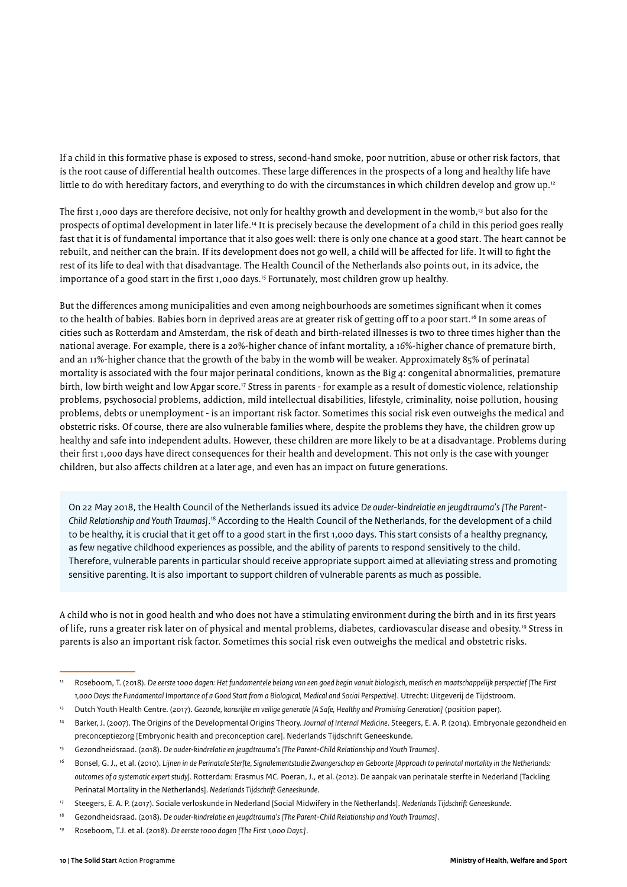If a child in this formative phase is exposed to stress, second-hand smoke, poor nutrition, abuse or other risk factors, that is the root cause of differential health outcomes. These large differences in the prospects of a long and healthy life have little to do with hereditary factors, and everything to do with the circumstances in which children develop and grow up.[12]

The first 1,000 days are therefore decisive, not only for healthy growth and development in the womb,[13] but also for the prospects of optimal development in later life.[14] It is precisely because the development of a child in this period goes really fast that it is of fundamental importance that it also goes well: there is only one chance at a good start. The heart cannot be rebuilt, and neither can the brain. If its development does not go well, a child will be affected for life. It will to fight the rest of its life to deal with that disadvantage. The Health Council of the Netherlands also points out, in its advice, the importance of a good start in the first 1,000 days.[15] Fortunately, most children grow up healthy.

But the differences among municipalities and even among neighbourhoods are sometimes significant when it comes to the health of babies. Babies born in deprived areas are at greater risk of getting off to a poor start.[16] In some areas of cities such as Rotterdam and Amsterdam, the risk of death and birth-related illnesses is two to three times higher than the national average. For example, there is a 20%-higher chance of infant mortality, a 16%-higher chance of premature birth, and an 11%-higher chance that the growth of the baby in the womb will be weaker. Approximately 85% of perinatal mortality is associated with the four major perinatal conditions, known as the Big 4: congenital abnormalities, premature birth, low birth weight and low Apgar score.[17] Stress in parents - for example as a result of domestic violence, relationship problems, psychosocial problems, addiction, mild intellectual disabilities, lifestyle, criminality, noise pollution, housing problems, debts or unemployment - is an important risk factor. Sometimes this social risk even outweighs the medical and obstetric risks. Of course, there are also vulnerable families where, despite the problems they have, the children grow up healthy and safe into independent adults. However, these children are more likely to be at a disadvantage. Problems during their first 1,000 days have direct consequences for their health and development. This not only is the case with younger children, but also affects children at a later age, and even has an impact on future generations.

On 22 May 2018, the Health Council of the Netherlands issued its advice *De ouder-kindrelatie en jeugdtrauma's [The Parent-Child Relationship and Youth Traumas]*.[18] According to the Health Council of the Netherlands, for the development of a child to be healthy, it is crucial that it get off to a good start in the first 1,000 days. This start consists of a healthy pregnancy, as few negative childhood experiences as possible, and the ability of parents to respond sensitively to the child. Therefore, vulnerable parents in particular should receive appropriate support aimed at alleviating stress and promoting sensitive parenting. It is also important to support children of vulnerable parents as much as possible.

A child who is not in good health and who does not have a stimulating environment during the birth and in its first years of life, runs a greater risk later on of physical and mental problems, diabetes, cardiovascular disease and obesity.[19] Stress in parents is also an important risk factor. Sometimes this social risk even outweighs the medical and obstetric risks.

---

[12] Roseboom, T. (2018). *De eerste 1000 dagen: Het fundamentele belang van een goed begin vanuit biologisch, medisch en maatschappelijk perspectief [The First 1,000 Days: the Fundamental Importance of a Good Start from a Biological, Medical and Social Perspective]*. Utrecht: Uitgeverij de Tijdstroom.

[13] Dutch Youth Health Centre. (2017). *Gezonde, kansrijke en veilige generatie [A Safe, Healthy and Promising Generation]* (position paper).

[14] Barker, J. (2007). The Origins of the Developmental Origins Theory. *Journal of Internal Medicine*. Steegers, E. A. P. (2014). Embryonale gezondheid en preconceptiezorg [Embryonic health and preconception care]. Nederlands Tijdschrift Geneeskunde.

[15] Gezondheidsraad. (2018). *De ouder-kindrelatie en jeugdtrauma's [The Parent-Child Relationship and Youth Traumas]*.

[16] Bonsel, G. J., et al. (2010). *Lijnen in de Perinatale Sterfte, Signalementstudie Zwangerschap en Geboorte [Approach to perinatal mortality in the Netherlands: outcomes of a systematic expert study]*. Rotterdam: Erasmus MC. Poeran, J., et al. (2012). De aanpak van perinatale sterfte in Nederland [Tackling Perinatal Mortality in the Netherlands]. *Nederlands Tijdschrift Geneeskunde*.

[17] Steegers, E. A. P. (2017). Sociale verloskunde in Nederland [Social Midwifery in the Netherlands]. *Nederlands Tijdschrift Geneeskunde*.

[18] Gezondheidsraad. (2018). *De ouder-kindrelatie en jeugdtrauma's [The Parent-Child Relationship and Youth Traumas]*.

[19] Roseboom, T.J. et al. (2018). *De eerste 1000 dagen [The First 1,000 Days:]*.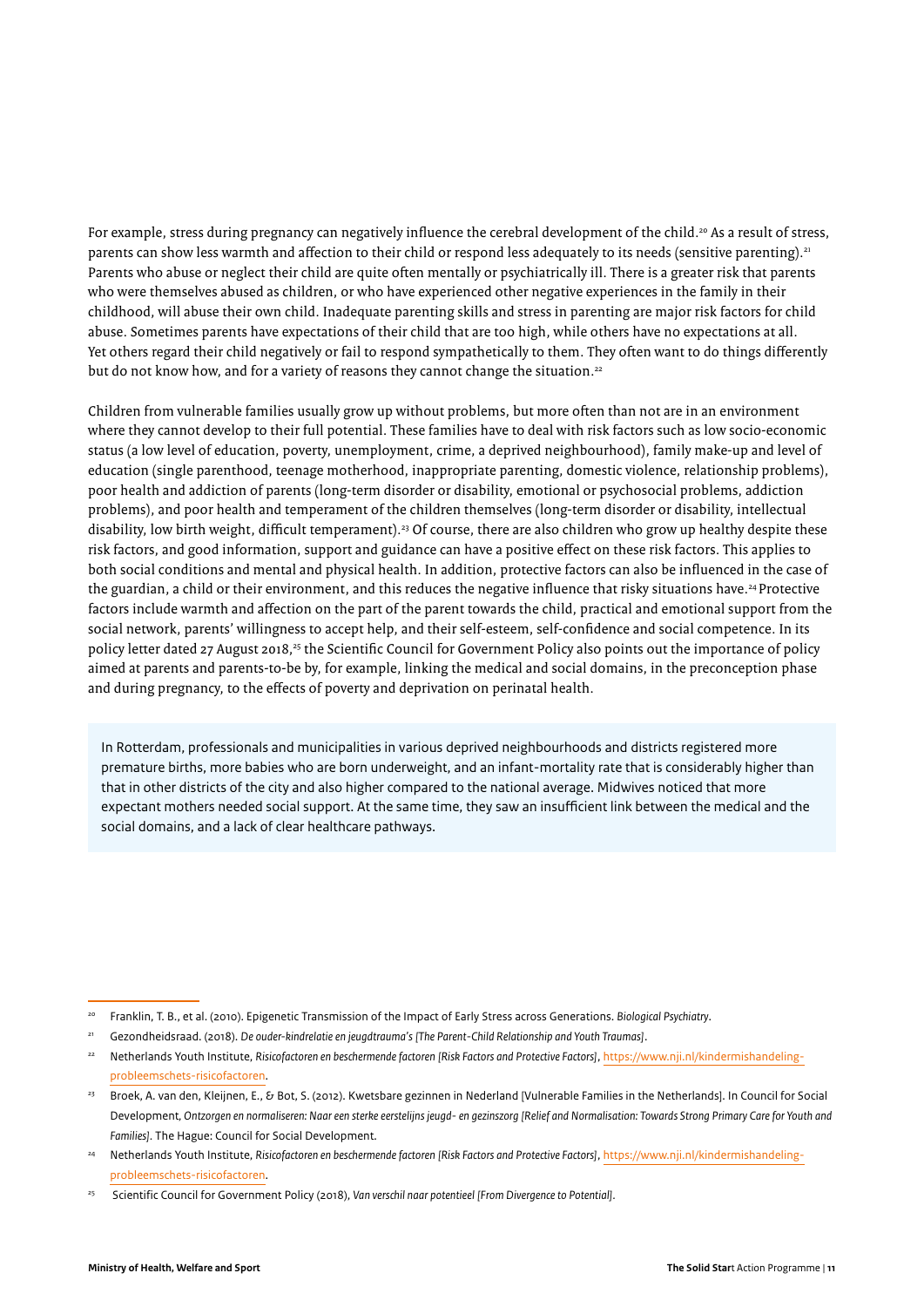For example, stress during pregnancy can negatively influence the cerebral development of the child.[20] As a result of stress, parents can show less warmth and affection to their child or respond less adequately to its needs (sensitive parenting).[21] Parents who abuse or neglect their child are quite often mentally or psychiatrically ill. There is a greater risk that parents who were themselves abused as children, or who have experienced other negative experiences in the family in their childhood, will abuse their own child. Inadequate parenting skills and stress in parenting are major risk factors for child abuse. Sometimes parents have expectations of their child that are too high, while others have no expectations at all. Yet others regard their child negatively or fail to respond sympathetically to them. They often want to do things differently but do not know how, and for a variety of reasons they cannot change the situation.[22]

Children from vulnerable families usually grow up without problems, but more often than not are in an environment where they cannot develop to their full potential. These families have to deal with risk factors such as low socio-economic status (a low level of education, poverty, unemployment, crime, a deprived neighbourhood), family make-up and level of education (single parenthood, teenage motherhood, inappropriate parenting, domestic violence, relationship problems), poor health and addiction of parents (long-term disorder or disability, emotional or psychosocial problems, addiction problems), and poor health and temperament of the children themselves (long-term disorder or disability, intellectual disability, low birth weight, difficult temperament).[23] Of course, there are also children who grow up healthy despite these risk factors, and good information, support and guidance can have a positive effect on these risk factors. This applies to both social conditions and mental and physical health. In addition, protective factors can also be influenced in the case of the guardian, a child or their environment, and this reduces the negative influence that risky situations have.[24] Protective factors include warmth and affection on the part of the parent towards the child, practical and emotional support from the social network, parents' willingness to accept help, and their self-esteem, self-confidence and social competence. In its policy letter dated 27 August 2018,[25] the Scientific Council for Government Policy also points out the importance of policy aimed at parents and parents-to-be by, for example, linking the medical and social domains, in the preconception phase and during pregnancy, to the effects of poverty and deprivation on perinatal health.

In Rotterdam, professionals and municipalities in various deprived neighbourhoods and districts registered more premature births, more babies who are born underweight, and an infant-mortality rate that is considerably higher than that in other districts of the city and also higher compared to the national average. Midwives noticed that more expectant mothers needed social support. At the same time, they saw an insufficient link between the medical and the social domains, and a lack of clear healthcare pathways.

---

[20] Franklin, T. B., et al. (2010). Epigenetic Transmission of the Impact of Early Stress across Generations. *Biological Psychiatry*.

[21] Gezondheidsraad. (2018). *De ouder-kindrelatie en jeugdtrauma's [The Parent-Child Relationship and Youth Traumas]*.

[22] Netherlands Youth Institute, *Risicofactoren en beschermende factoren [Risk Factors and Protective Factors]*, https://www.nji.nl/kindermishandeling-probleemschets-risicofactoren.

[23] Broek, A. van den, Kleijnen, E., & Bot, S. (2012). Kwetsbare gezinnen in Nederland [Vulnerable Families in the Netherlands]. In Council for Social Development, *Ontzorgen en normaliseren: Naar een sterke eerstelijns jeugd- en gezinszorg [Relief and Normalisation: Towards Strong Primary Care for Youth and Families]*. The Hague: Council for Social Development.

[24] Netherlands Youth Institute, *Risicofactoren en beschermende factoren [Risk Factors and Protective Factors]*, https://www.nji.nl/kindermishandeling-probleemschets-risicofactoren.

[25] Scientific Council for Government Policy (2018), *Van verschil naar potentieel [From Divergence to Potential]*.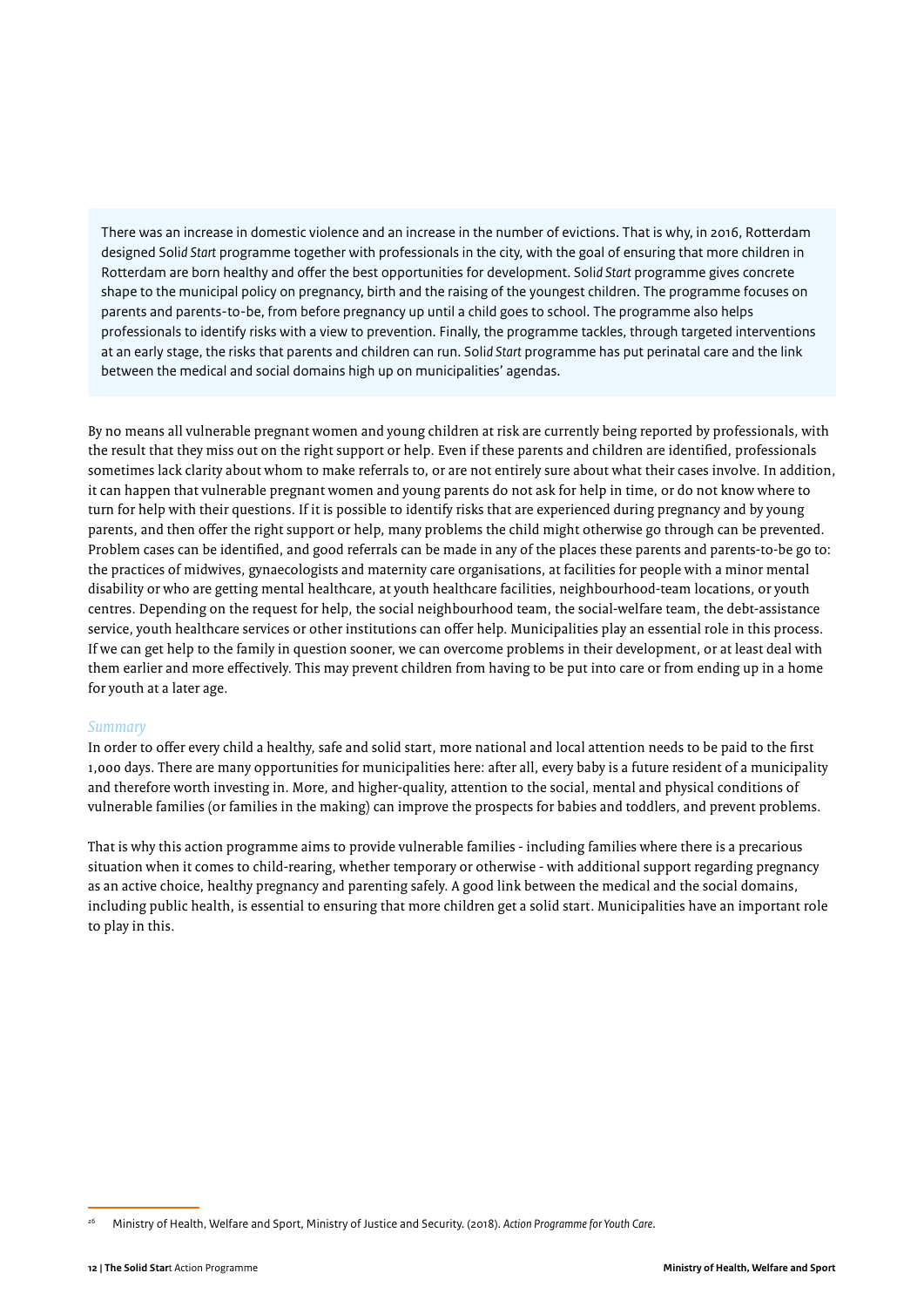There was an increase in domestic violence and an increase in the number of evictions. That is why, in 2016, Rotterdam designed Solid *Start* programme together with professionals in the city, with the goal of ensuring that more children in Rotterdam are born healthy and offer the best opportunities for development. Solid *Start* programme gives concrete shape to the municipal policy on pregnancy, birth and the raising of the youngest children. The programme focuses on parents and parents-to-be, from before pregnancy up until a child goes to school. The programme also helps professionals to identify risks with a view to prevention. Finally, the programme tackles, through targeted interventions at an early stage, the risks that parents and children can run. Solid *Start* programme has put perinatal care and the link between the medical and social domains high up on municipalities' agendas.

By no means all vulnerable pregnant women and young children at risk are currently being reported by professionals, with the result that they miss out on the right support or help. Even if these parents and children are identified, professionals sometimes lack clarity about whom to make referrals to, or are not entirely sure about what their cases involve. In addition, it can happen that vulnerable pregnant women and young parents do not ask for help in time, or do not know where to turn for help with their questions. If it is possible to identify risks that are experienced during pregnancy and by young parents, and then offer the right support or help, many problems the child might otherwise go through can be prevented. Problem cases can be identified, and good referrals can be made in any of the places these parents and parents-to-be go to: the practices of midwives, gynaecologists and maternity care organisations, at facilities for people with a minor mental disability or who are getting mental healthcare, at youth healthcare facilities, neighbourhood-team locations, or youth centres. Depending on the request for help, the social neighbourhood team, the social-welfare team, the debt-assistance service, youth healthcare services or other institutions can offer help. Municipalities play an essential role in this process. If we can get help to the family in question sooner, we can overcome problems in their development, or at least deal with them earlier and more effectively. This may prevent children from having to be put into care or from ending up in a home for youth at a later age.

*Summary*

In order to offer every child a healthy, safe and solid start, more national and local attention needs to be paid to the first 1,000 days. There are many opportunities for municipalities here: after all, every baby is a future resident of a municipality and therefore worth investing in. More, and higher-quality, attention to the social, mental and physical conditions of vulnerable families (or families in the making) can improve the prospects for babies and toddlers, and prevent problems.

That is why this action programme aims to provide vulnerable families - including families where there is a precarious situation when it comes to child-rearing, whether temporary or otherwise - with additional support regarding pregnancy as an active choice, healthy pregnancy and parenting safely. A good link between the medical and the social domains, including public health, is essential to ensuring that more children get a solid start. Municipalities have an important role to play in this.

[26] Ministry of Health, Welfare and Sport, Ministry of Justice and Security. (2018). *Action Programme for Youth Care*.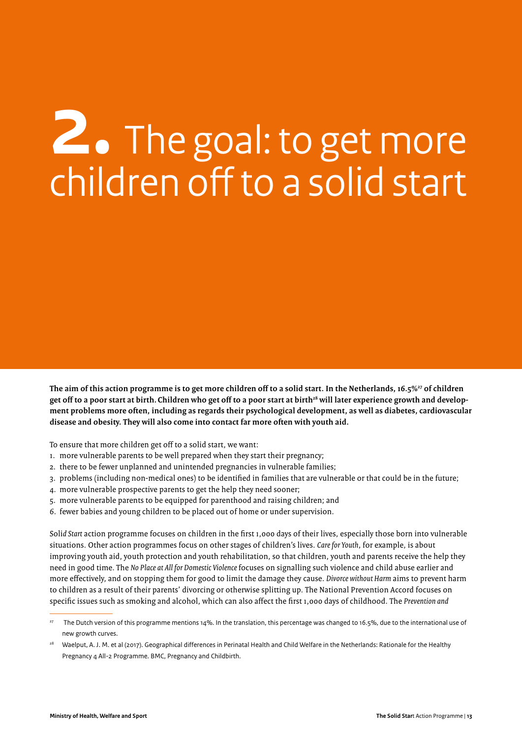# 2. The goal: to get more children off to a solid start

**The aim of this action programme is to get more children off to a solid start. In the Netherlands, 16.5%[27] of children get off to a poor start at birth. Children who get off to a poor start at birth[28] will later experience growth and development problems more often, including as regards their psychological development, as well as diabetes, cardiovascular disease and obesity. They will also come into contact far more often with youth aid.**

To ensure that more children get off to a solid start, we want:

1. more vulnerable parents to be well prepared when they start their pregnancy;
2. there to be fewer unplanned and unintended pregnancies in vulnerable families;
3. problems (including non-medical ones) to be identified in families that are vulnerable or that could be in the future;
4. more vulnerable prospective parents to get the help they need sooner;
5. more vulnerable parents to be equipped for parenthood and raising children; and
6. fewer babies and young children to be placed out of home or under supervision.

*Solid Start* action programme focuses on children in the first 1,000 days of their lives, especially those born into vulnerable situations. Other action programmes focus on other stages of children's lives. *Care for Youth*, for example, is about improving youth aid, youth protection and youth rehabilitation, so that children, youth and parents receive the help they need in good time. The *No Place at All for Domestic Violence* focuses on signalling such violence and child abuse earlier and more effectively, and on stopping them for good to limit the damage they cause. *Divorce without Harm* aims to prevent harm to children as a result of their parents' divorcing or otherwise splitting up. The National Prevention Accord focuses on specific issues such as smoking and alcohol, which can also affect the first 1,000 days of childhood. The *Prevention and*

---

[27] The Dutch version of this programme mentions 14%. In the translation, this percentage was changed to 16.5%, due to the international use of new growth curves.

[28] Waelput, A. J. M. et al (2017). Geographical differences in Perinatal Health and Child Welfare in the Netherlands: Rationale for the Healthy Pregnancy 4 All-2 Programme. BMC, Pregnancy and Childbirth.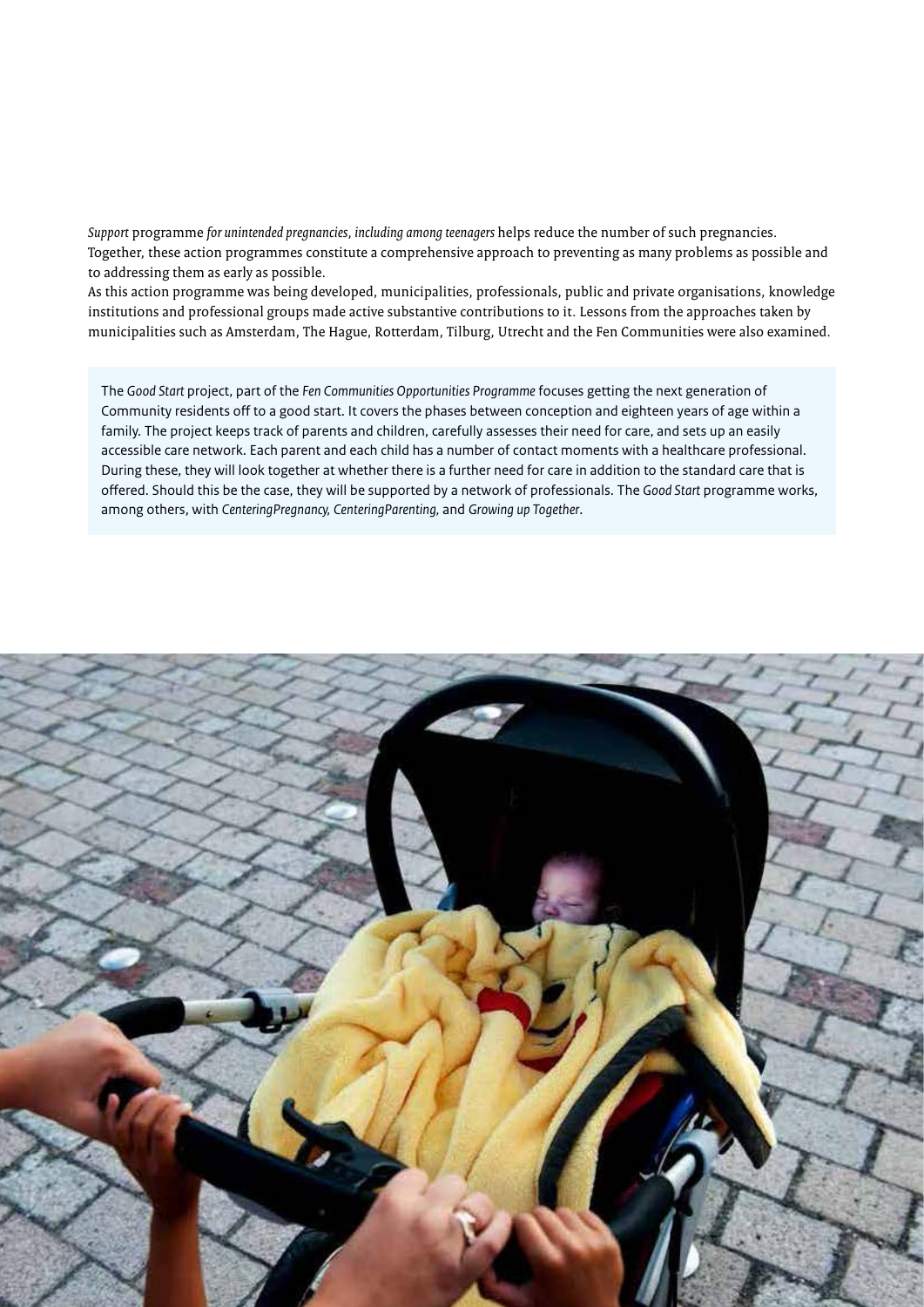*Support* programme *for unintended pregnancies, including among teenagers* helps reduce the number of such pregnancies. Together, these action programmes constitute a comprehensive approach to preventing as many problems as possible and to addressing them as early as possible.
As this action programme was being developed, municipalities, professionals, public and private organisations, knowledge institutions and professional groups made active substantive contributions to it. Lessons from the approaches taken by municipalities such as Amsterdam, The Hague, Rotterdam, Tilburg, Utrecht and the Fen Communities were also examined.

The *Good Start* project, part of the *Fen Communities Opportunities Programme* focuses getting the next generation of Community residents off to a good start. It covers the phases between conception and eighteen years of age within a family. The project keeps track of parents and children, carefully assesses their need for care, and sets up an easily accessible care network. Each parent and each child has a number of contact moments with a healthcare professional. During these, they will look together at whether there is a further need for care in addition to the standard care that is offered. Should this be the case, they will be supported by a network of professionals. The *Good Start* programme works, among others, with *CenteringPregnancy, CenteringParenting,* and *Growing up Together*.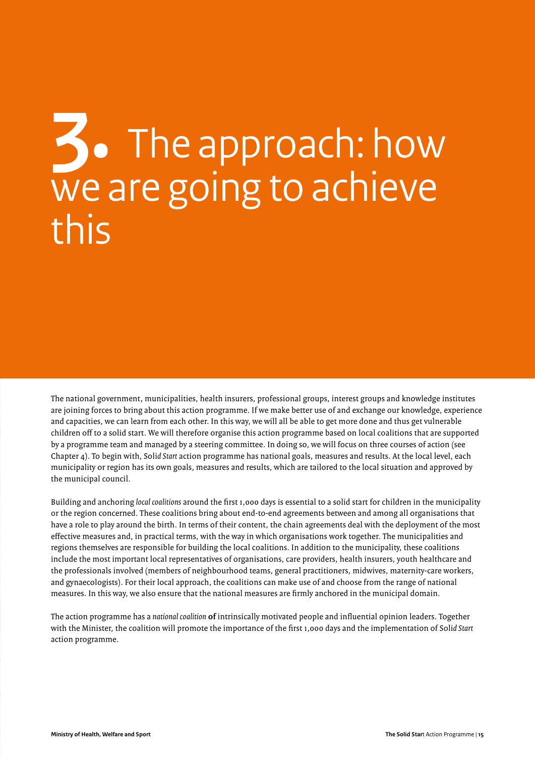# 3. The approach: how we are going to achieve this

The national government, municipalities, health insurers, professional groups, interest groups and knowledge institutes are joining forces to bring about this action programme. If we make better use of and exchange our knowledge, experience and capacities, we can learn from each other. In this way, we will all be able to get more done and thus get vulnerable children off to a solid start. We will therefore organise this action programme based on local coalitions that are supported by a programme team and managed by a steering committee. In doing so, we will focus on three courses of action (see Chapter 4). To begin with, Solid *Start* action programme has national goals, measures and results. At the local level, each municipality or region has its own goals, measures and results, which are tailored to the local situation and approved by the municipal council.

Building and anchoring *local coalitions* around the first 1,000 days is essential to a solid start for children in the municipality or the region concerned. These coalitions bring about end-to-end agreements between and among all organisations that have a role to play around the birth. In terms of their content, the chain agreements deal with the deployment of the most effective measures and, in practical terms, with the way in which organisations work together. The municipalities and regions themselves are responsible for building the local coalitions. In addition to the municipality, these coalitions include the most important local representatives of organisations, care providers, health insurers, youth healthcare and the professionals involved (members of neighbourhood teams, general practitioners, midwives, maternity-care workers, and gynaecologists). For their local approach, the coalitions can make use of and choose from the range of national measures. In this way, we also ensure that the national measures are firmly anchored in the municipal domain.

The action programme has a *national coalition* **of** intrinsically motivated people and influential opinion leaders. Together with the Minister, the coalition will promote the importance of the first 1,000 days and the implementation of Solid *Start* action programme.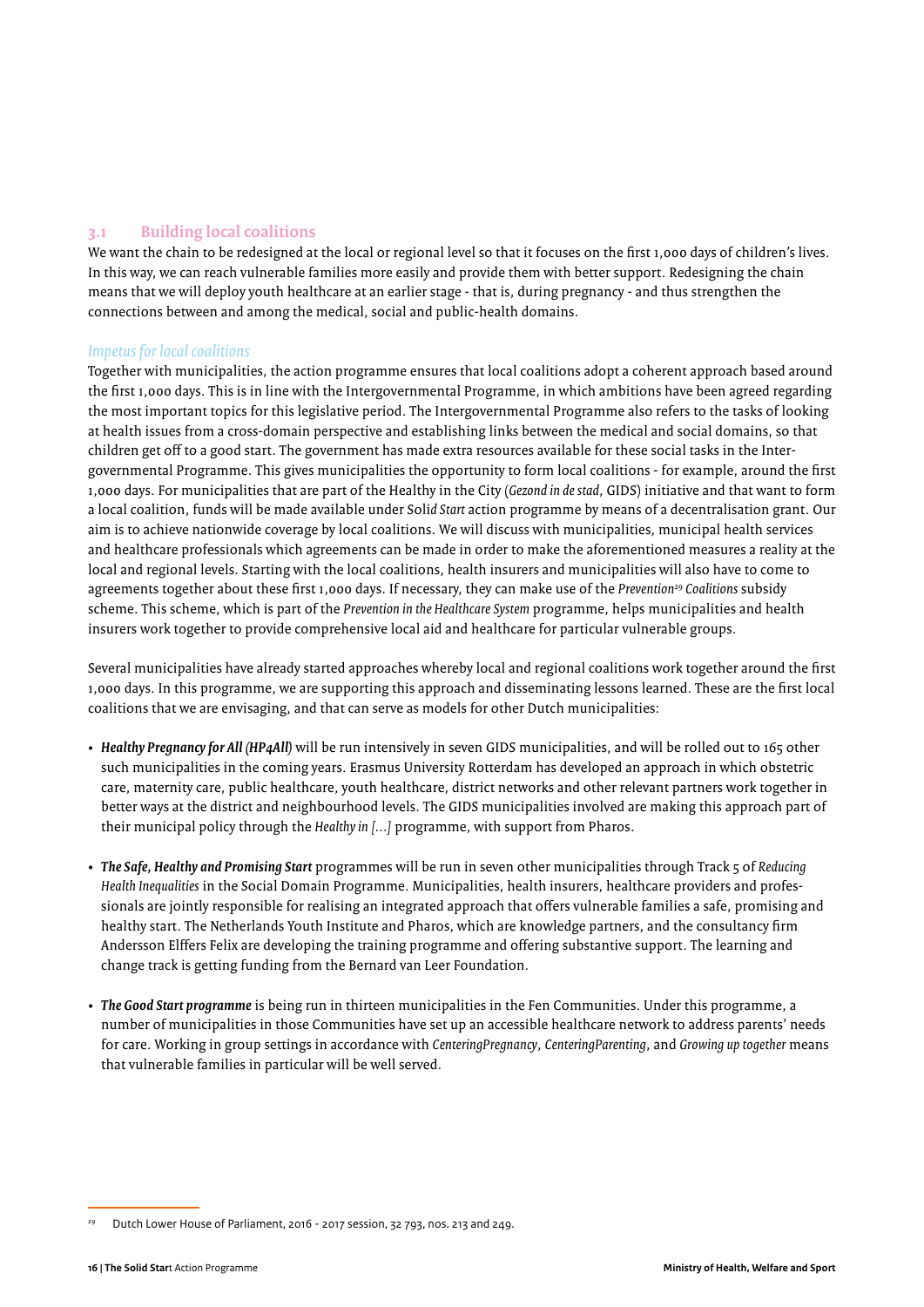## 3.1 Building local coalitions

We want the chain to be redesigned at the local or regional level so that it focuses on the first 1,000 days of children's lives. In this way, we can reach vulnerable families more easily and provide them with better support. Redesigning the chain means that we will deploy youth healthcare at an earlier stage - that is, during pregnancy - and thus strengthen the connections between and among the medical, social and public-health domains.

### *Impetus for local coalitions*

Together with municipalities, the action programme ensures that local coalitions adopt a coherent approach based around the first 1,000 days. This is in line with the Intergovernmental Programme, in which ambitions have been agreed regarding the most important topics for this legislative period. The Intergovernmental Programme also refers to the tasks of looking at health issues from a cross-domain perspective and establishing links between the medical and social domains, so that children get off to a good start. The government has made extra resources available for these social tasks in the Intergovernmental Programme. This gives municipalities the opportunity to form local coalitions - for example, around the first 1,000 days. For municipalities that are part of the Healthy in the City (*Gezond in de stad*, GIDS) initiative and that want to form a local coalition, funds will be made available under Sol*id Start* action programme by means of a decentralisation grant. Our aim is to achieve nationwide coverage by local coalitions. We will discuss with municipalities, municipal health services and healthcare professionals which agreements can be made in order to make the aforementioned measures a reality at the local and regional levels. Starting with the local coalitions, health insurers and municipalities will also have to come to agreements together about these first 1,000 days. If necessary, they can make use of the *Prevention*[29] *Coalitions* subsidy scheme. This scheme, which is part of the *Prevention in the Healthcare System* programme, helps municipalities and health insurers work together to provide comprehensive local aid and healthcare for particular vulnerable groups.

Several municipalities have already started approaches whereby local and regional coalitions work together around the first 1,000 days. In this programme, we are supporting this approach and disseminating lessons learned. These are the first local coalitions that we are envisaging, and that can serve as models for other Dutch municipalities:

- ***Healthy Pregnancy for All (HP4All)*** will be run intensively in seven GIDS municipalities, and will be rolled out to 165 other such municipalities in the coming years. Erasmus University Rotterdam has developed an approach in which obstetric care, maternity care, public healthcare, youth healthcare, district networks and other relevant partners work together in better ways at the district and neighbourhood levels. The GIDS municipalities involved are making this approach part of their municipal policy through the *Healthy in [...]* programme, with support from Pharos.

- ***The Safe, Healthy and Promising Start*** programmes will be run in seven other municipalities through Track 5 of *Reducing Health Inequalities* in the Social Domain Programme. Municipalities, health insurers, healthcare providers and professionals are jointly responsible for realising an integrated approach that offers vulnerable families a safe, promising and healthy start. The Netherlands Youth Institute and Pharos, which are knowledge partners, and the consultancy firm Andersson Elffers Felix are developing the training programme and offering substantive support. The learning and change track is getting funding from the Bernard van Leer Foundation.

- ***The Good Start programme*** is being run in thirteen municipalities in the Fen Communities. Under this programme, a number of municipalities in those Communities have set up an accessible healthcare network to address parents' needs for care. Working in group settings in accordance with *CenteringPregnancy*, *CenteringParenting*, and *Growing up together* means that vulnerable families in particular will be well served.

---

[29] Dutch Lower House of Parliament, 2016 - 2017 session, 32 793, nos. 213 and 249.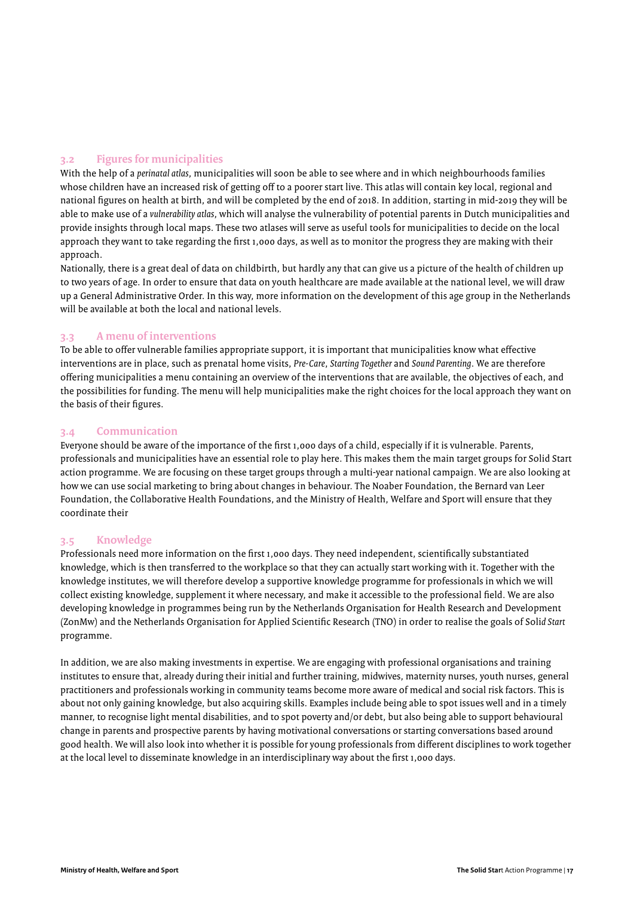## 3.2 Figures for municipalities

With the help of a *perinatal atlas*, municipalities will soon be able to see where and in which neighbourhoods families whose children have an increased risk of getting off to a poorer start live. This atlas will contain key local, regional and national figures on health at birth, and will be completed by the end of 2018. In addition, starting in mid-2019 they will be able to make use of a *vulnerability atlas*, which will analyse the vulnerability of potential parents in Dutch municipalities and provide insights through local maps. These two atlases will serve as useful tools for municipalities to decide on the local approach they want to take regarding the first 1,000 days, as well as to monitor the progress they are making with their approach.

Nationally, there is a great deal of data on childbirth, but hardly any that can give us a picture of the health of children up to two years of age. In order to ensure that data on youth healthcare are made available at the national level, we will draw up a General Administrative Order. In this way, more information on the development of this age group in the Netherlands will be available at both the local and national levels.

## 3.3 A menu of interventions

To be able to offer vulnerable families appropriate support, it is important that municipalities know what effective interventions are in place, such as prenatal home visits, *Pre-Care*, *Starting Together* and *Sound Parenting*. We are therefore offering municipalities a menu containing an overview of the interventions that are available, the objectives of each, and the possibilities for funding. The menu will help municipalities make the right choices for the local approach they want on the basis of their figures.

## 3.4 Communication

Everyone should be aware of the importance of the first 1,000 days of a child, especially if it is vulnerable. Parents, professionals and municipalities have an essential role to play here. This makes them the main target groups for Solid Start action programme. We are focusing on these target groups through a multi-year national campaign. We are also looking at how we can use social marketing to bring about changes in behaviour. The Noaber Foundation, the Bernard van Leer Foundation, the Collaborative Health Foundations, and the Ministry of Health, Welfare and Sport will ensure that they coordinate their

## 3.5 Knowledge

Professionals need more information on the first 1,000 days. They need independent, scientifically substantiated knowledge, which is then transferred to the workplace so that they can actually start working with it. Together with the knowledge institutes, we will therefore develop a supportive knowledge programme for professionals in which we will collect existing knowledge, supplement it where necessary, and make it accessible to the professional field. We are also developing knowledge in programmes being run by the Netherlands Organisation for Health Research and Development (ZonMw) and the Netherlands Organisation for Applied Scientific Research (TNO) in order to realise the goals of Soli*d Start* programme.

In addition, we are also making investments in expertise. We are engaging with professional organisations and training institutes to ensure that, already during their initial and further training, midwives, maternity nurses, youth nurses, general practitioners and professionals working in community teams become more aware of medical and social risk factors. This is about not only gaining knowledge, but also acquiring skills. Examples include being able to spot issues well and in a timely manner, to recognise light mental disabilities, and to spot poverty and/or debt, but also being able to support behavioural change in parents and prospective parents by having motivational conversations or starting conversations based around good health. We will also look into whether it is possible for young professionals from different disciplines to work together at the local level to disseminate knowledge in an interdisciplinary way about the first 1,000 days.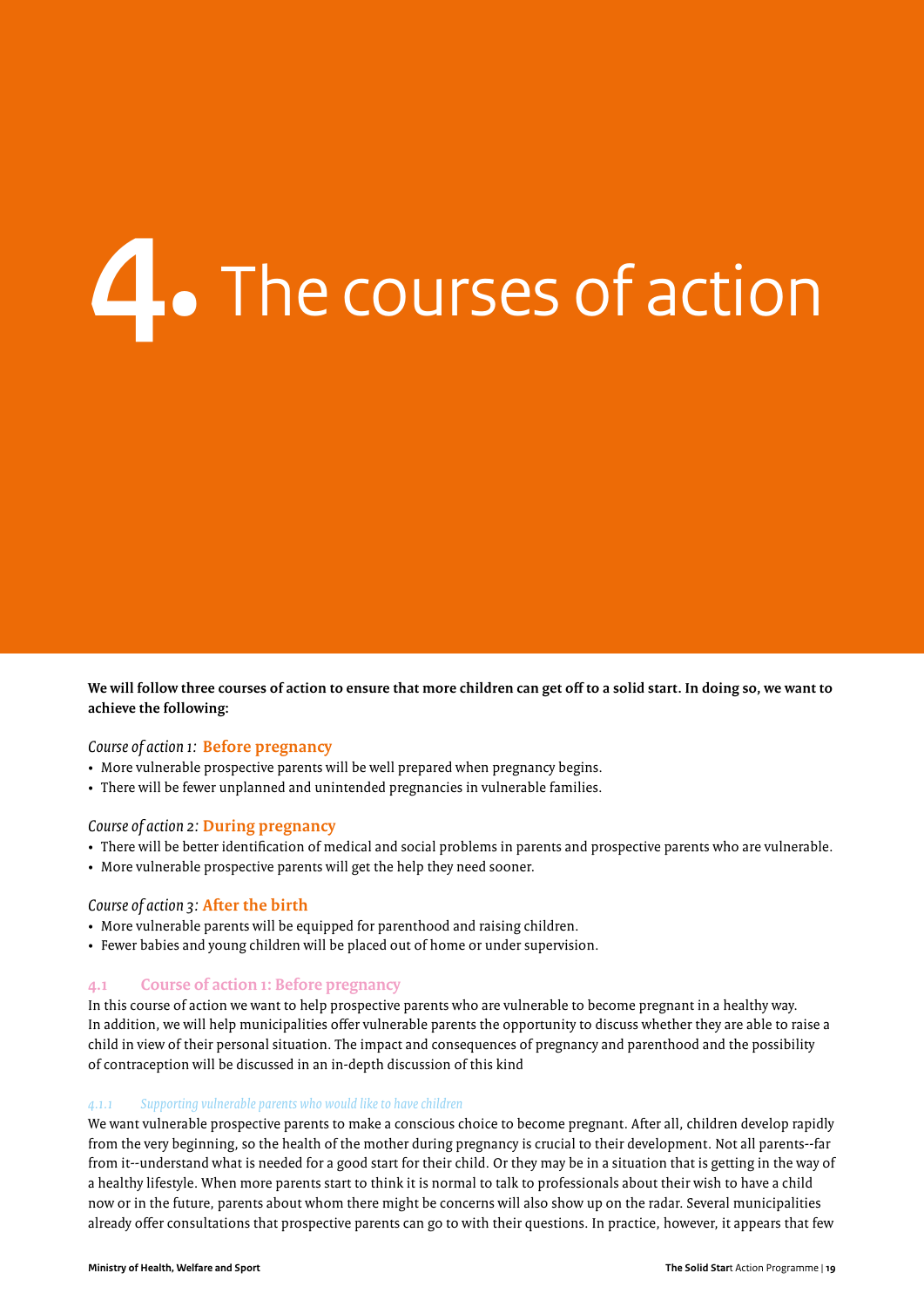# 4. The courses of action

**We will follow three courses of action to ensure that more children can get off to a solid start. In doing so, we want to achieve the following:**

*Course of action 1:* **Before pregnancy**

- More vulnerable prospective parents will be well prepared when pregnancy begins.
- There will be fewer unplanned and unintended pregnancies in vulnerable families.

*Course of action 2:* **During pregnancy**

- There will be better identification of medical and social problems in parents and prospective parents who are vulnerable.
- More vulnerable prospective parents will get the help they need sooner.

*Course of action 3:* **After the birth**

- More vulnerable parents will be equipped for parenthood and raising children.
- Fewer babies and young children will be placed out of home or under supervision.

## 4.1 Course of action 1: Before pregnancy

In this course of action we want to help prospective parents who are vulnerable to become pregnant in a healthy way. In addition, we will help municipalities offer vulnerable parents the opportunity to discuss whether they are able to raise a child in view of their personal situation. The impact and consequences of pregnancy and parenthood and the possibility of contraception will be discussed in an in-depth discussion of this kind

### *4.1.1 Supporting vulnerable parents who would like to have children*

We want vulnerable prospective parents to make a conscious choice to become pregnant. After all, children develop rapidly from the very beginning, so the health of the mother during pregnancy is crucial to their development. Not all parents--far from it--understand what is needed for a good start for their child. Or they may be in a situation that is getting in the way of a healthy lifestyle. When more parents start to think it is normal to talk to professionals about their wish to have a child now or in the future, parents about whom there might be concerns will also show up on the radar. Several municipalities already offer consultations that prospective parents can go to with their questions. In practice, however, it appears that few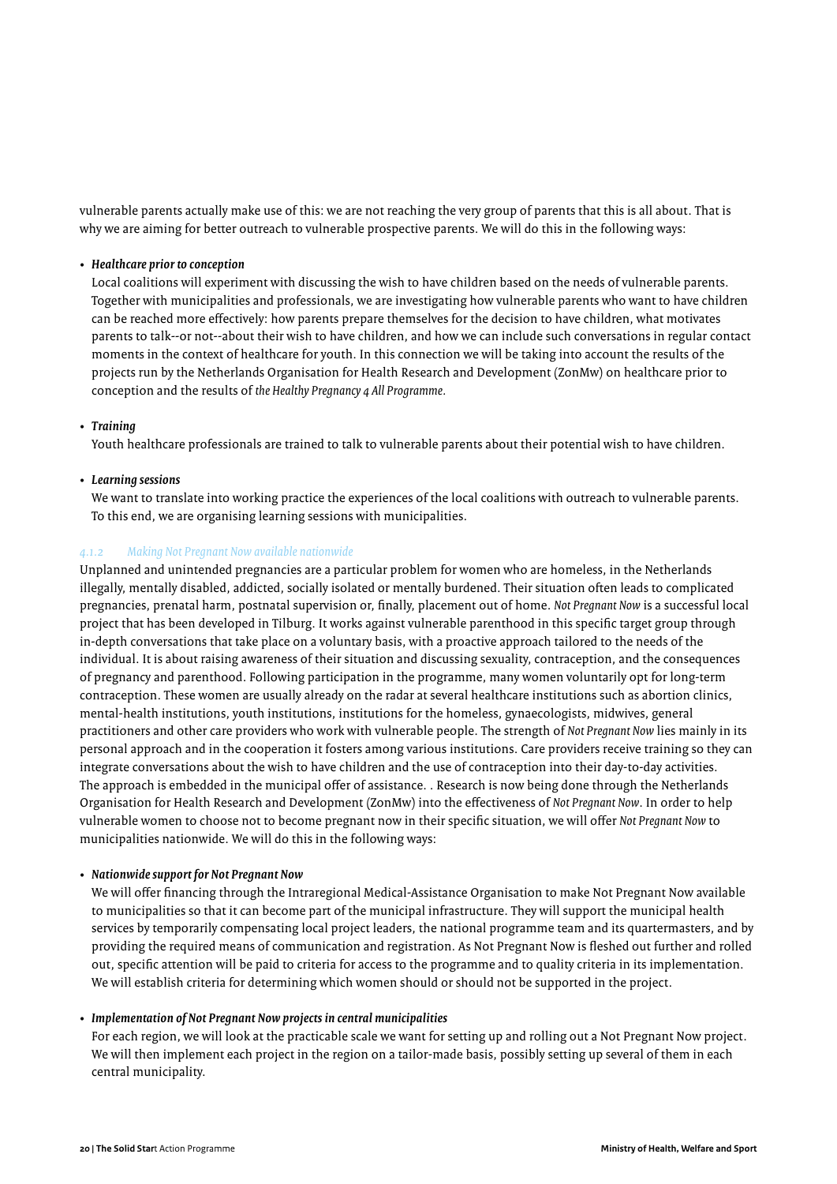vulnerable parents actually make use of this: we are not reaching the very group of parents that this is all about. That is why we are aiming for better outreach to vulnerable prospective parents. We will do this in the following ways:

- ***Healthcare prior to conception***
  Local coalitions will experiment with discussing the wish to have children based on the needs of vulnerable parents. Together with municipalities and professionals, we are investigating how vulnerable parents who want to have children can be reached more effectively: how parents prepare themselves for the decision to have children, what motivates parents to talk--or not--about their wish to have children, and how we can include such conversations in regular contact moments in the context of healthcare for youth. In this connection we will be taking into account the results of the projects run by the Netherlands Organisation for Health Research and Development (ZonMw) on healthcare prior to conception and the results of *the Healthy Pregnancy 4 All Programme*.

- ***Training***
  Youth healthcare professionals are trained to talk to vulnerable parents about their potential wish to have children.

- ***Learning sessions***
  We want to translate into working practice the experiences of the local coalitions with outreach to vulnerable parents. To this end, we are organising learning sessions with municipalities.

### *4.1.2 Making Not Pregnant Now available nationwide*

Unplanned and unintended pregnancies are a particular problem for women who are homeless, in the Netherlands illegally, mentally disabled, addicted, socially isolated or mentally burdened. Their situation often leads to complicated pregnancies, prenatal harm, postnatal supervision or, finally, placement out of home. *Not Pregnant Now* is a successful local project that has been developed in Tilburg. It works against vulnerable parenthood in this specific target group through in-depth conversations that take place on a voluntary basis, with a proactive approach tailored to the needs of the individual. It is about raising awareness of their situation and discussing sexuality, contraception, and the consequences of pregnancy and parenthood. Following participation in the programme, many women voluntarily opt for long-term contraception. These women are usually already on the radar at several healthcare institutions such as abortion clinics, mental-health institutions, youth institutions, institutions for the homeless, gynaecologists, midwives, general practitioners and other care providers who work with vulnerable people. The strength of *Not Pregnant Now* lies mainly in its personal approach and in the cooperation it fosters among various institutions. Care providers receive training so they can integrate conversations about the wish to have children and the use of contraception into their day-to-day activities. The approach is embedded in the municipal offer of assistance. . Research is now being done through the Netherlands Organisation for Health Research and Development (ZonMw) into the effectiveness of *Not Pregnant Now*. In order to help vulnerable women to choose not to become pregnant now in their specific situation, we will offer *Not Pregnant Now* to municipalities nationwide. We will do this in the following ways:

- ***Nationwide support for Not Pregnant Now***
  We will offer financing through the Intraregional Medical-Assistance Organisation to make Not Pregnant Now available to municipalities so that it can become part of the municipal infrastructure. They will support the municipal health services by temporarily compensating local project leaders, the national programme team and its quartermasters, and by providing the required means of communication and registration. As Not Pregnant Now is fleshed out further and rolled out, specific attention will be paid to criteria for access to the programme and to quality criteria in its implementation. We will establish criteria for determining which women should or should not be supported in the project.

- ***Implementation of Not Pregnant Now projects in central municipalities***
  For each region, we will look at the practicable scale we want for setting up and rolling out a Not Pregnant Now project. We will then implement each project in the region on a tailor-made basis, possibly setting up several of them in each central municipality.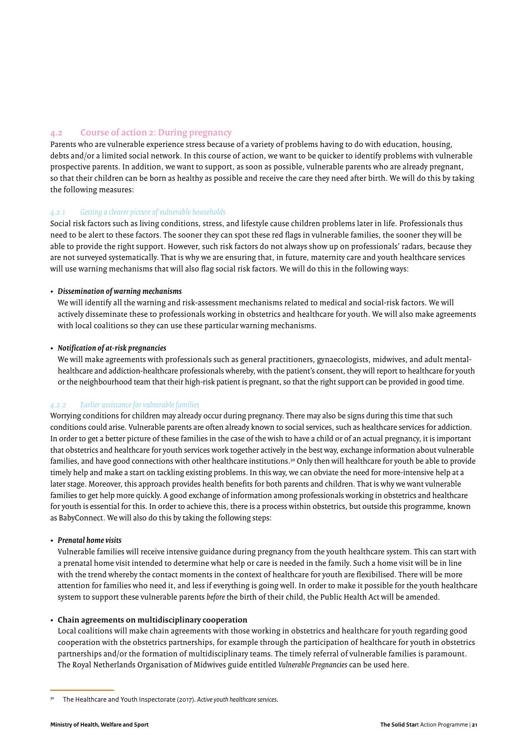## 4.2 Course of action 2: During pregnancy

Parents who are vulnerable experience stress because of a variety of problems having to do with education, housing, debts and/or a limited social network. In this course of action, we want to be quicker to identify problems with vulnerable prospective parents. In addition, we want to support, as soon as possible, vulnerable parents who are already pregnant, so that their children can be born as healthy as possible and receive the care they need after birth. We will do this by taking the following measures:

### *4.2.1 Getting a clearer picture of vulnerable households*

Social risk factors such as living conditions, stress, and lifestyle cause children problems later in life. Professionals thus need to be alert to these factors. The sooner they can spot these red flags in vulnerable families, the sooner they will be able to provide the right support. However, such risk factors do not always show up on professionals' radars, because they are not surveyed systematically. That is why we are ensuring that, in future, maternity care and youth healthcare services will use warning mechanisms that will also flag social risk factors. We will do this in the following ways:

- ***Dissemination of warning mechanisms***
  We will identify all the warning and risk-assessment mechanisms related to medical and social-risk factors. We will actively disseminate these to professionals working in obstetrics and healthcare for youth. We will also make agreements with local coalitions so they can use these particular warning mechanisms.

- ***Notification of at-risk pregnancies***
  We will make agreements with professionals such as general practitioners, gynaecologists, midwives, and adult mental-healthcare and addiction-healthcare professionals whereby, with the patient's consent, they will report to healthcare for youth or the neighbourhood team that their high-risk patient is pregnant, so that the right support can be provided in good time.

### *4.2.2 Earlier assistance for vulnerable families*

Worrying conditions for children may already occur during pregnancy. There may also be signs during this time that such conditions could arise. Vulnerable parents are often already known to social services, such as healthcare services for addiction. In order to get a better picture of these families in the case of the wish to have a child or of an actual pregnancy, it is important that obstetrics and healthcare for youth services work together actively in the best way, exchange information about vulnerable families, and have good connections with other healthcare institutions.[30] Only then will healthcare for youth be able to provide timely help and make a start on tackling existing problems. In this way, we can obviate the need for more-intensive help at a later stage. Moreover, this approach provides health benefits for both parents and children. That is why we want vulnerable families to get help more quickly. A good exchange of information among professionals working in obstetrics and healthcare for youth is essential for this. In order to achieve this, there is a process within obstetrics, but outside this programme, known as BabyConnect. We will also do this by taking the following steps:

- ***Prenatal home visits***
  Vulnerable families will receive intensive guidance during pregnancy from the youth healthcare system. This can start with a prenatal home visit intended to determine what help or care is needed in the family. Such a home visit will be in line with the trend whereby the contact moments in the context of healthcare for youth are flexibilised. There will be more attention for families who need it, and less if everything is going well. In order to make it possible for the youth healthcare system to support these vulnerable parents *before* the birth of their child, the Public Health Act will be amended.

- **Chain agreements on multidisciplinary cooperation**
  Local coalitions will make chain agreements with those working in obstetrics and healthcare for youth regarding good cooperation with the obstetrics partnerships, for example through the participation of healthcare for youth in obstetrics partnerships and/or the formation of multidisciplinary teams. The timely referral of vulnerable families is paramount. The Royal Netherlands Organisation of Midwives guide entitled *Vulnerable Pregnancies* can be used here.

---

[30] The Healthcare and Youth Inspectorate (2017). *Active youth healthcare services*.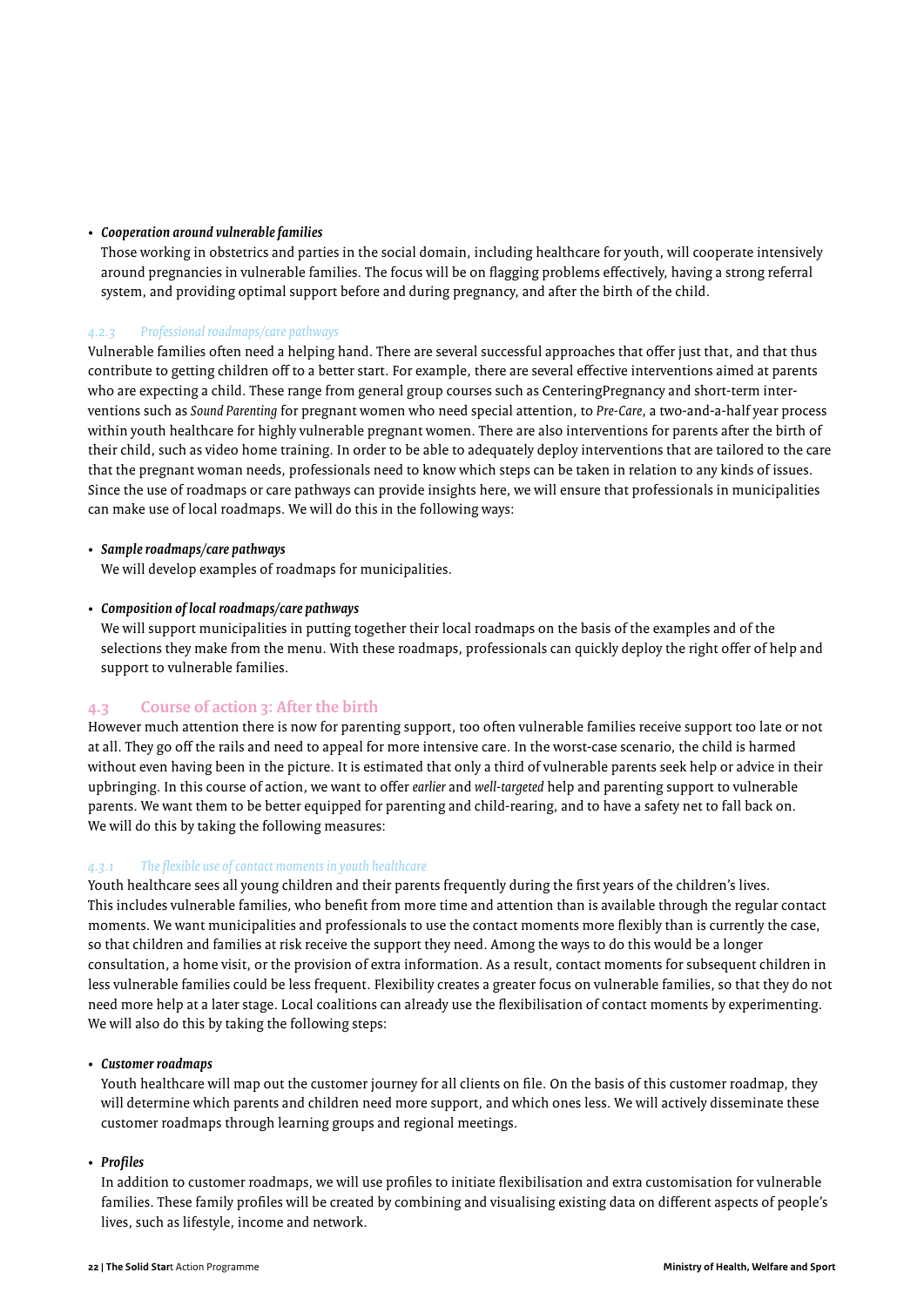- ***Cooperation around vulnerable families***
  Those working in obstetrics and parties in the social domain, including healthcare for youth, will cooperate intensively around pregnancies in vulnerable families. The focus will be on flagging problems effectively, having a strong referral system, and providing optimal support before and during pregnancy, and after the birth of the child.

#### *4.2.3 Professional roadmaps/care pathways*

Vulnerable families often need a helping hand. There are several successful approaches that offer just that, and that thus contribute to getting children off to a better start. For example, there are several effective interventions aimed at parents who are expecting a child. These range from general group courses such as CenteringPregnancy and short-term interventions such as *Sound Parenting* for pregnant women who need special attention, to *Pre-Care*, a two-and-a-half year process within youth healthcare for highly vulnerable pregnant women. There are also interventions for parents after the birth of their child, such as video home training. In order to be able to adequately deploy interventions that are tailored to the care that the pregnant woman needs, professionals need to know which steps can be taken in relation to any kinds of issues. Since the use of roadmaps or care pathways can provide insights here, we will ensure that professionals in municipalities can make use of local roadmaps. We will do this in the following ways:

- ***Sample roadmaps/care pathways***
  We will develop examples of roadmaps for municipalities.

- ***Composition of local roadmaps/care pathways***
  We will support municipalities in putting together their local roadmaps on the basis of the examples and of the selections they make from the menu. With these roadmaps, professionals can quickly deploy the right offer of help and support to vulnerable families.

### 4.3 Course of action 3: After the birth

However much attention there is now for parenting support, too often vulnerable families receive support too late or not at all. They go off the rails and need to appeal for more intensive care. In the worst-case scenario, the child is harmed without even having been in the picture. It is estimated that only a third of vulnerable parents seek help or advice in their upbringing. In this course of action, we want to offer *earlier* and *well-targeted* help and parenting support to vulnerable parents. We want them to be better equipped for parenting and child-rearing, and to have a safety net to fall back on. We will do this by taking the following measures:

#### *4.3.1 The flexible use of contact moments in youth healthcare*

Youth healthcare sees all young children and their parents frequently during the first years of the children's lives. This includes vulnerable families, who benefit from more time and attention than is available through the regular contact moments. We want municipalities and professionals to use the contact moments more flexibly than is currently the case, so that children and families at risk receive the support they need. Among the ways to do this would be a longer consultation, a home visit, or the provision of extra information. As a result, contact moments for subsequent children in less vulnerable families could be less frequent. Flexibility creates a greater focus on vulnerable families, so that they do not need more help at a later stage. Local coalitions can already use the flexibilisation of contact moments by experimenting. We will also do this by taking the following steps:

- ***Customer roadmaps***
  Youth healthcare will map out the customer journey for all clients on file. On the basis of this customer roadmap, they will determine which parents and children need more support, and which ones less. We will actively disseminate these customer roadmaps through learning groups and regional meetings.

- ***Profiles***
  In addition to customer roadmaps, we will use profiles to initiate flexibilisation and extra customisation for vulnerable families. These family profiles will be created by combining and visualising existing data on different aspects of people's lives, such as lifestyle, income and network.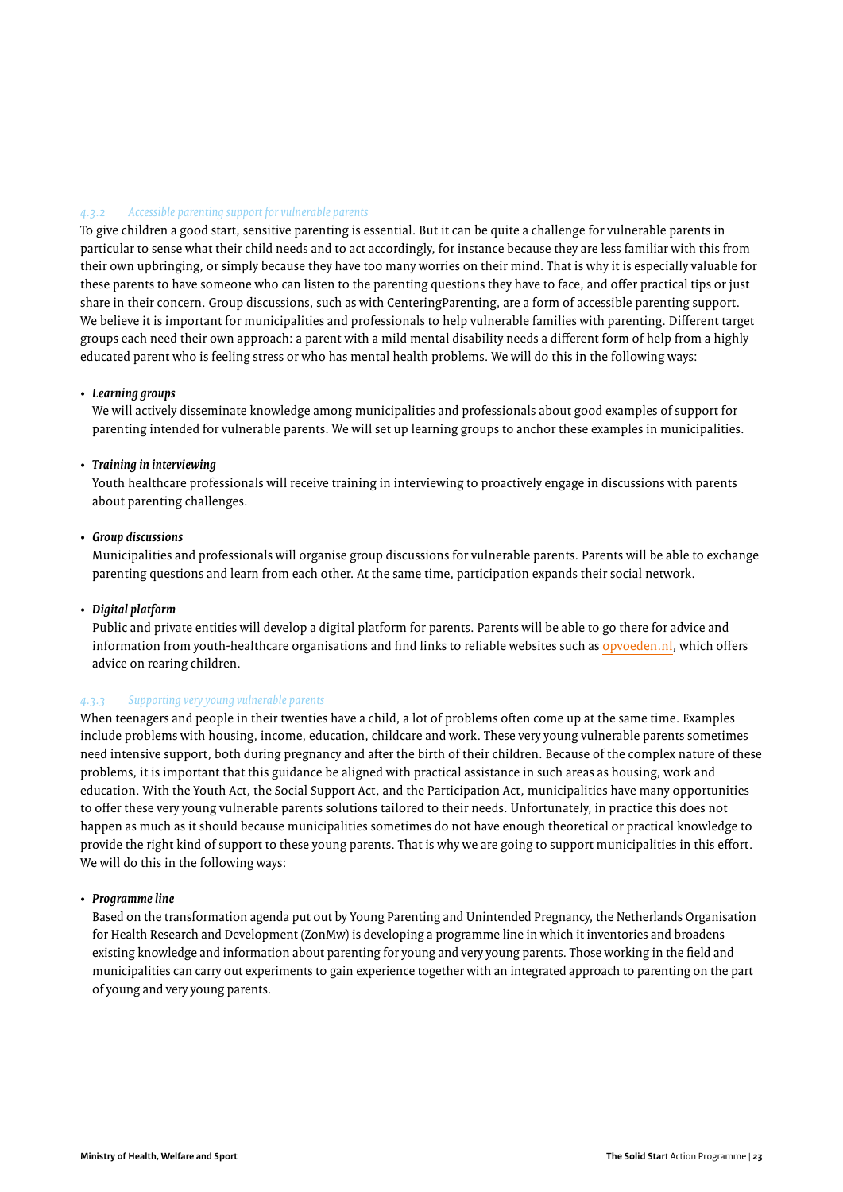#### *4.3.2 Accessible parenting support for vulnerable parents*

To give children a good start, sensitive parenting is essential. But it can be quite a challenge for vulnerable parents in particular to sense what their child needs and to act accordingly, for instance because they are less familiar with this from their own upbringing, or simply because they have too many worries on their mind. That is why it is especially valuable for these parents to have someone who can listen to the parenting questions they have to face, and offer practical tips or just share in their concern. Group discussions, such as with CenteringParenting, are a form of accessible parenting support. We believe it is important for municipalities and professionals to help vulnerable families with parenting. Different target groups each need their own approach: a parent with a mild mental disability needs a different form of help from a highly educated parent who is feeling stress or who has mental health problems. We will do this in the following ways:

- ***Learning groups***
  We will actively disseminate knowledge among municipalities and professionals about good examples of support for parenting intended for vulnerable parents. We will set up learning groups to anchor these examples in municipalities.

- ***Training in interviewing***
  Youth healthcare professionals will receive training in interviewing to proactively engage in discussions with parents about parenting challenges.

- ***Group discussions***
  Municipalities and professionals will organise group discussions for vulnerable parents. Parents will be able to exchange parenting questions and learn from each other. At the same time, participation expands their social network.

- ***Digital platform***
  Public and private entities will develop a digital platform for parents. Parents will be able to go there for advice and information from youth-healthcare organisations and find links to reliable websites such as opvoeden.nl, which offers advice on rearing children.

#### *4.3.3 Supporting very young vulnerable parents*

When teenagers and people in their twenties have a child, a lot of problems often come up at the same time. Examples include problems with housing, income, education, childcare and work. These very young vulnerable parents sometimes need intensive support, both during pregnancy and after the birth of their children. Because of the complex nature of these problems, it is important that this guidance be aligned with practical assistance in such areas as housing, work and education. With the Youth Act, the Social Support Act, and the Participation Act, municipalities have many opportunities to offer these very young vulnerable parents solutions tailored to their needs. Unfortunately, in practice this does not happen as much as it should because municipalities sometimes do not have enough theoretical or practical knowledge to provide the right kind of support to these young parents. That is why we are going to support municipalities in this effort. We will do this in the following ways:

- ***Programme line***
  Based on the transformation agenda put out by Young Parenting and Unintended Pregnancy, the Netherlands Organisation for Health Research and Development (ZonMw) is developing a programme line in which it inventories and broadens existing knowledge and information about parenting for young and very young parents. Those working in the field and municipalities can carry out experiments to gain experience together with an integrated approach to parenting on the part of young and very young parents.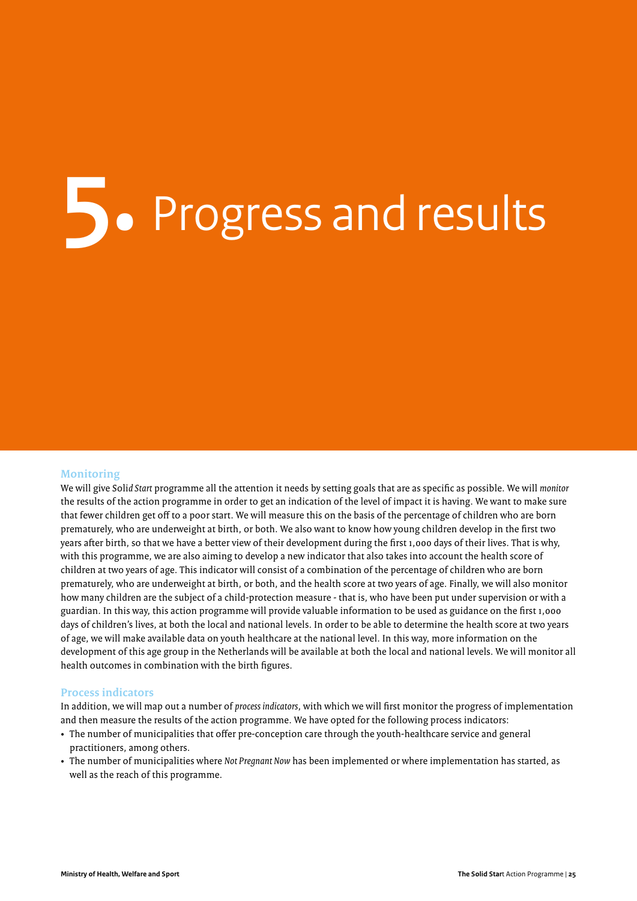# 5. Progress and results

## Monitoring

We will give Sol*id Start* programme all the attention it needs by setting goals that are as specific as possible. We will *monitor* the results of the action programme in order to get an indication of the level of impact it is having. We want to make sure that fewer children get off to a poor start. We will measure this on the basis of the percentage of children who are born prematurely, who are underweight at birth, or both. We also want to know how young children develop in the first two years after birth, so that we have a better view of their development during the first 1,000 days of their lives. That is why, with this programme, we are also aiming to develop a new indicator that also takes into account the health score of children at two years of age. This indicator will consist of a combination of the percentage of children who are born prematurely, who are underweight at birth, or both, and the health score at two years of age. Finally, we will also monitor how many children are the subject of a child-protection measure - that is, who have been put under supervision or with a guardian. In this way, this action programme will provide valuable information to be used as guidance on the first 1,000 days of children's lives, at both the local and national levels. In order to be able to determine the health score at two years of age, we will make available data on youth healthcare at the national level. In this way, more information on the development of this age group in the Netherlands will be available at both the local and national levels. We will monitor all health outcomes in combination with the birth figures.

## Process indicators

In addition, we will map out a number of *process indicators*, with which we will first monitor the progress of implementation and then measure the results of the action programme. We have opted for the following process indicators:

- The number of municipalities that offer pre-conception care through the youth-healthcare service and general practitioners, among others.
- The number of municipalities where *Not Pregnant Now* has been implemented or where implementation has started, as well as the reach of this programme.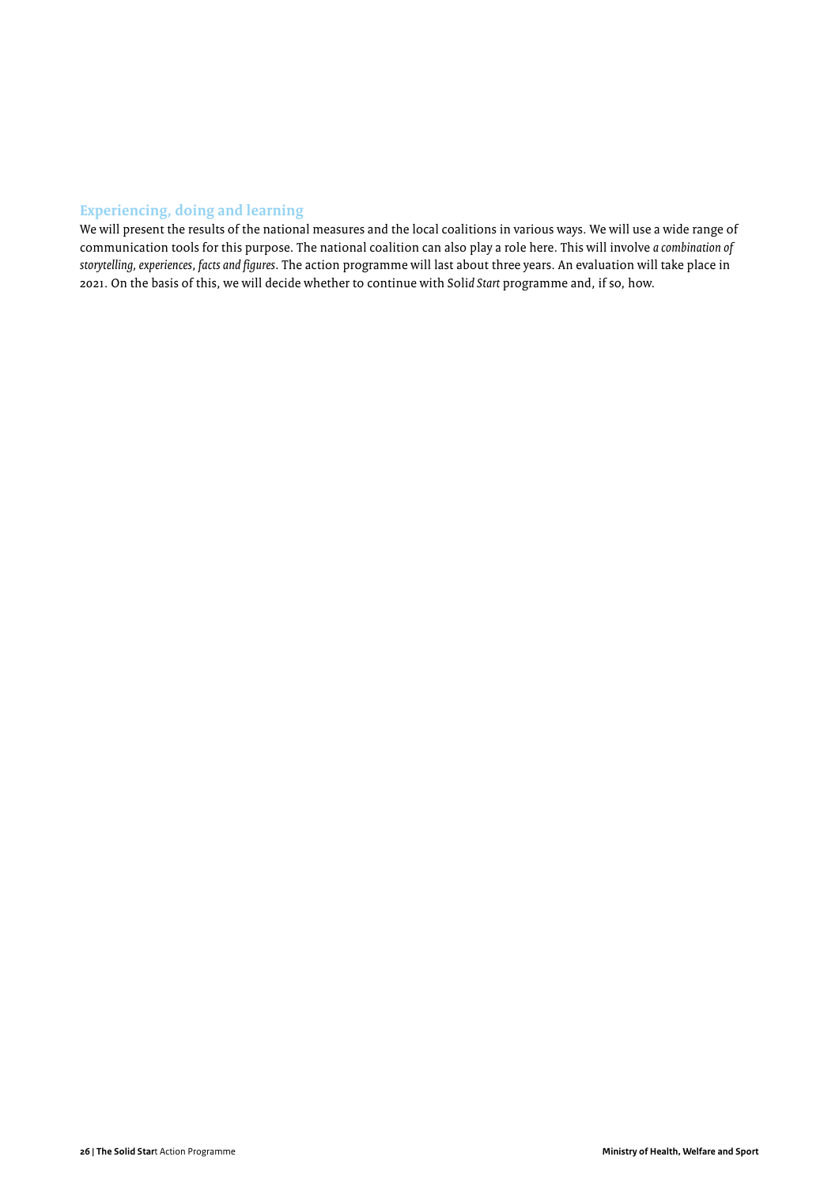### Experiencing, doing and learning

We will present the results of the national measures and the local coalitions in various ways. We will use a wide range of communication tools for this purpose. The national coalition can also play a role here. This will involve *a combination of storytelling, experiences, facts and figures*. The action programme will last about three years. An evaluation will take place in 2021. On the basis of this, we will decide whether to continue with Sol*id Start* programme and, if so, how.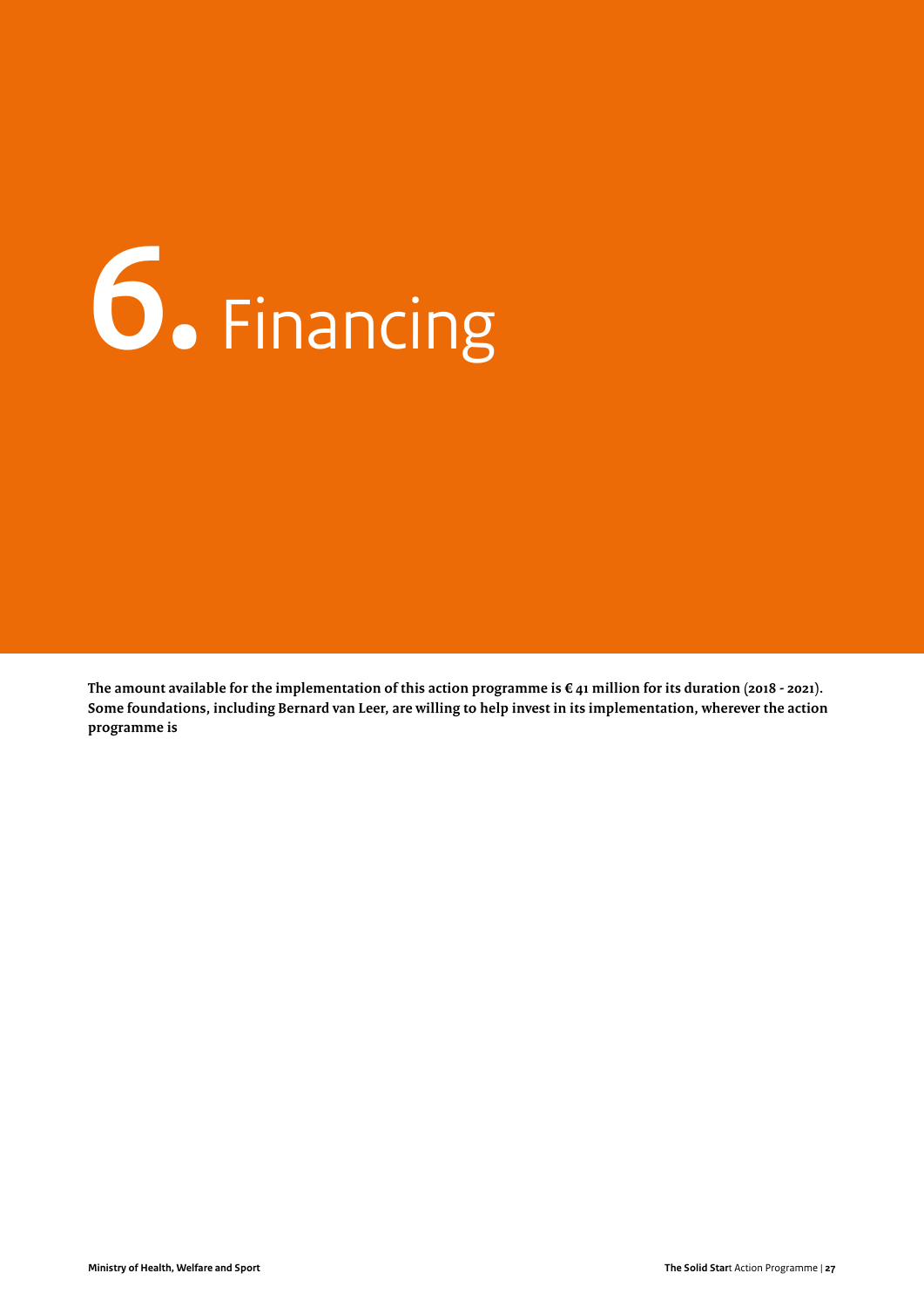# 6. Financing

**The amount available for the implementation of this action programme is € 41 million for its duration (2018 - 2021). Some foundations, including Bernard van Leer, are willing to help invest in its implementation, wherever the action programme is**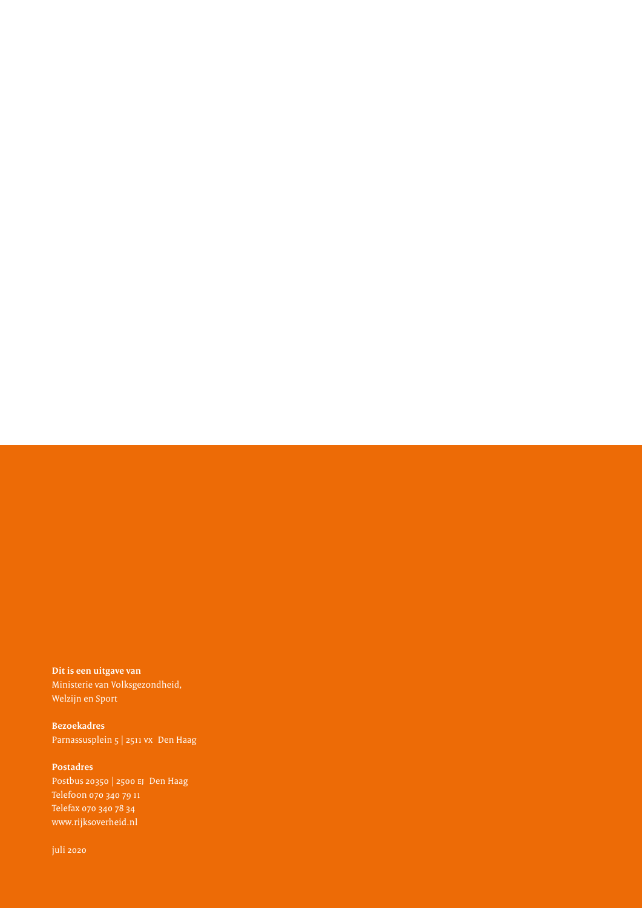**Dit is een uitgave van**
Ministerie van Volksgezondheid,
Welzijn en Sport

**Bezoekadres**
Parnassusplein 5 | 2511 VX Den Haag

**Postadres**
Postbus 20350 | 2500 EJ Den Haag
Telefoon 070 340 79 11
Telefax 070 340 78 34
www.rijksoverheid.nl

juli 2020